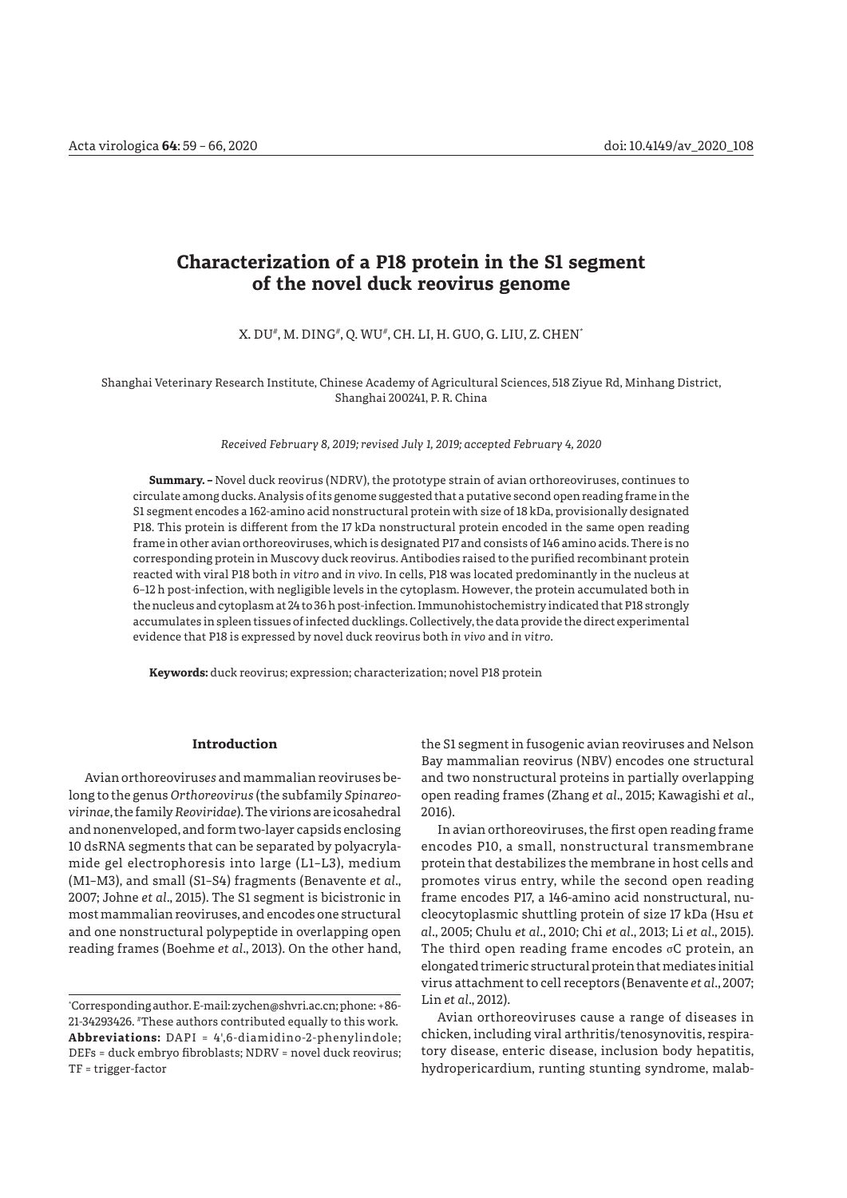# Characterization of a P18 protein in the S1 segment of the novel duck reovirus genome

X. DU[#], M. DING[#], Q. WU[#], CH. LI, H. GUO, G. LIU, Z. CHEN[*]

Shanghai Veterinary Research Institute, Chinese Academy of Agricultural Sciences, 518 Ziyue Rd, Minhang District, Shanghai 200241, P. R. China

*Received February 8, 2019; revised July 1, 2019; accepted February 4, 2020*

**Summary. –** Novel duck reovirus (NDRV), the prototype strain of avian orthoreoviruses, continues to circulate among ducks. Analysis of its genome suggested that a putative second open reading frame in the S1 segment encodes a 162-amino acid nonstructural protein with size of 18 kDa, provisionally designated P18. This protein is different from the 17 kDa nonstructural protein encoded in the same open reading frame in other avian orthoreoviruses, which is designated P17 and consists of 146 amino acids. There is no corresponding protein in Muscovy duck reovirus. Antibodies raised to the purified recombinant protein reacted with viral P18 both *in vitro* and *in vivo*. In cells, P18 was located predominantly in the nucleus at 6–12 h post-infection, with negligible levels in the cytoplasm. However, the protein accumulated both in the nucleus and cytoplasm at 24 to 36 h post-infection. Immunohistochemistry indicated that P18 strongly accumulates in spleen tissues of infected ducklings. Collectively, the data provide the direct experimental evidence that P18 is expressed by novel duck reovirus both *in vivo* and *in vitro*.

**Keywords:** duck reovirus; expression; characterization; novel P18 protein

## Introduction

Avian orthoreovirus*es* and mammalian reoviruses belong to the genus *Orthoreovirus* (the subfamily *Spinareovirinae*, the family *Reoviridae*). The virions are icosahedral and nonenveloped, and form two-layer capsids enclosing 10 dsRNA segments that can be separated by polyacrylamide gel electrophoresis into large (L1–L3), medium (M1–M3), and small (S1–S4) fragments (Benavente *et al*., 2007; Johne *et al*., 2015). The S1 segment is bicistronic in most mammalian reoviruses, and encodes one structural and one nonstructural polypeptide in overlapping open reading frames (Boehme *et al*., 2013). On the other hand, the S1 segment in fusogenic avian reoviruses and Nelson Bay mammalian reovirus (NBV) encodes one structural and two nonstructural proteins in partially overlapping open reading frames (Zhang *et al*., 2015; Kawagishi *et al*., 2016).

In avian orthoreoviruses, the first open reading frame encodes P10, a small, nonstructural transmembrane protein that destabilizes the membrane in host cells and promotes virus entry, while the second open reading frame encodes P17, a 146-amino acid nonstructural, nucleocytoplasmic shuttling protein of size 17 kDa (Hsu *et al*., 2005; Chulu *et al*., 2010; Chi *et al*., 2013; Li *et al*., 2015). The third open reading frame encodes σC protein, an elongated trimeric structural protein that mediates initial virus attachment to cell receptors (Benavente *et al*., 2007; Lin *et al*., 2012).

Avian orthoreoviruses cause a range of diseases in chicken, including viral arthritis/tenosynovitis, respiratory disease, enteric disease, inclusion body hepatitis, hydropericardium, runting stunting syndrome, malab-

---

[*]Corresponding author. E-mail: zychen@shvri.ac.cn; phone: +86-21-34293426. [#]These authors contributed equally to this work.
**Abbreviations:** DAPI = 4',6-diamidino-2-phenylindole; DEFs = duck embryo fibroblasts; NDRV = novel duck reovirus; TF = trigger-factor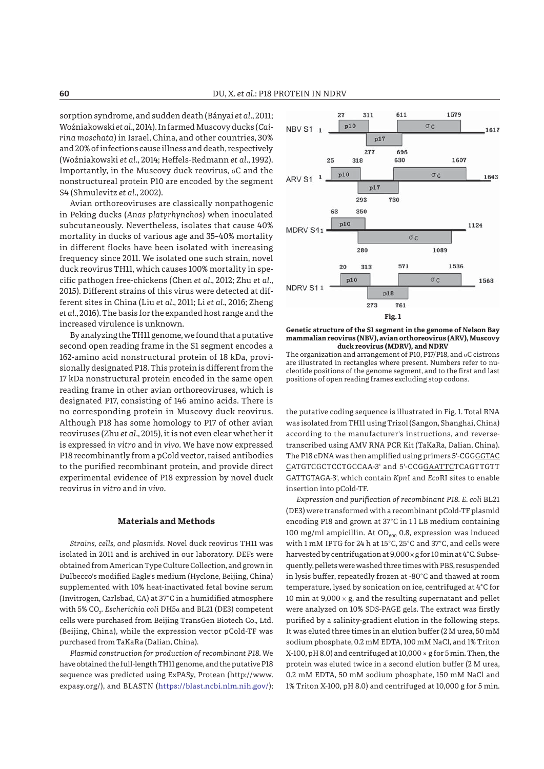sorption syndrome, and sudden death (Bányai *et al*., 2011; Woźniakowski *et al*., 2014). In farmed Muscovy ducks (*Cairina moschata*) in Israel, China, and other countries, 30% and 20% of infections cause illness and death, respectively (Woźniakowski *et al*., 2014; Heffels-Redmann *et al*., 1992). Importantly, in the Muscovy duck reovirus, σC and the nonstructureal protein P10 are encoded by the segment S4 (Shmulevitz *et al*., 2002).

Avian orthoreoviruses are classically nonpathogenic in Peking ducks (*Anas platyrhynchos*) when inoculated subcutaneously. Nevertheless, isolates that cause 40% mortality in ducks of various age and 35–40% mortality in different flocks have been isolated with increasing frequency since 2011. We isolated one such strain, novel duck reovirus TH11, which causes 100% mortality in specific pathogen free-chickens (Chen *et al*., 2012; Zhu *et al*., 2015). Different strains of this virus were detected at different sites in China (Liu *et al*., 2011; Li *et al*., 2016; Zheng *et al*., 2016). The basis for the expanded host range and the increased virulence is unknown.

By analyzing the TH11 genome, we found that a putative second open reading frame in the S1 segment encodes a 162-amino acid nonstructural protein of 18 kDa, provisionally designated P18. This protein is different from the 17 kDa nonstructural protein encoded in the same open reading frame in other avian orthoreoviruses, which is designated P17, consisting of 146 amino acids. There is no corresponding protein in Muscovy duck reovirus. Although P18 has some homology to P17 of other avian reoviruses (Zhu *et al*., 2015), it is not even clear whether it is expressed *in vitro* and *in vivo*. We have now expressed P18 recombinantly from a pCold vector, raised antibodies to the purified recombinant protein, and provide direct experimental evidence of P18 expression by novel duck reovirus *in vitro* and *in vivo*.

## Materials and Methods

*Strains, cells, and plasmids.* Novel duck reovirus TH11 was isolated in 2011 and is archived in our laboratory. DEFs were obtained from American Type Culture Collection, and grown in Dulbecco's modified Eagle's medium (Hyclone, Beijing, China) supplemented with 10% heat-inactivated fetal bovine serum (Invitrogen, Carlsbad, CA) at 37°C in a humidified atmosphere with 5% $CO_2$. *Escherichia coli* DH5α and BL21 (DE3) competent cells were purchased from Beijing TransGen Biotech Co., Ltd. (Beijing, China), while the expression vector pCold-TF was purchased from TaKaRa (Dalian, China).

*Plasmid construction for production of recombinant P18.* We have obtained the full-length TH11 genome, and the putative P18 sequence was predicted using ExPASy, Protean (http://www.expasy.org/), and BLASTN (https://blast.ncbi.nlm.nih.gov/); the putative coding sequence is illustrated in Fig. 1. Total RNA was isolated from TH11 using Trizol (Sangon, Shanghai, China) according to the manufacturer's instructions, and reverse-transcribed using AMV RNA PCR Kit (TaKaRa, Dalian, China). The P18 cDNA was then amplified using primers 5'-CGGGGTACCATGTCGCTCCTGCCAA-3' and 5'-CCGGAATTCTCAGTTGTTGATTGTAGA-3', which contain *Kpn*I and *Eco*RI sites to enable insertion into pCold-TF.

**Fig. 1**

**Genetic structure of the S1 segment in the genome of Nelson Bay mammalian reovirus (NBV), avian orthoreovirus (ARV), Muscovy duck reovirus (MDRV), and NDRV**

The organization and arrangement of P10, P17/P18, and σC cistrons are illustrated in rectangles where present. Numbers refer to nucleotide positions of the genome segment, and to the first and last positions of open reading frames excluding stop codons.

*Expression and purification of recombinant P18. E. coli* BL21 (DE3) were transformed with a recombinant pCold-TF plasmid encoding P18 and grown at 37°C in 1 l LB medium containing 100 mg/ml ampicillin. At $OD_{600}$ 0.8, expression was induced with 1 mM IPTG for 24 h at 15°C, 25°C and 37°C, and cells were harvested by centrifugation at 9,000 × g for 10 min at 4°C. Subsequently, pellets were washed three times with PBS, resuspended in lysis buffer, repeatedly frozen at -80°C and thawed at room temperature, lysed by sonication on ice, centrifuged at 4°C for 10 min at 9,000 × g, and the resulting supernatant and pellet were analyzed on 10% SDS-PAGE gels. The extract was firstly purified by a salinity-gradient elution in the following steps. It was eluted three times in an elution buffer (2 M urea, 50 mM sodium phosphate, 0.2 mM EDTA, 100 mM NaCl, and 1% Triton X-100, pH 8.0) and centrifuged at 10,000 × g for 5 min. Then, the protein was eluted twice in a second elution buffer (2 M urea, 0.2 mM EDTA, 50 mM sodium phosphate, 150 mM NaCl and 1% Triton X-100, pH 8.0) and centrifuged at 10,000 g for 5 min.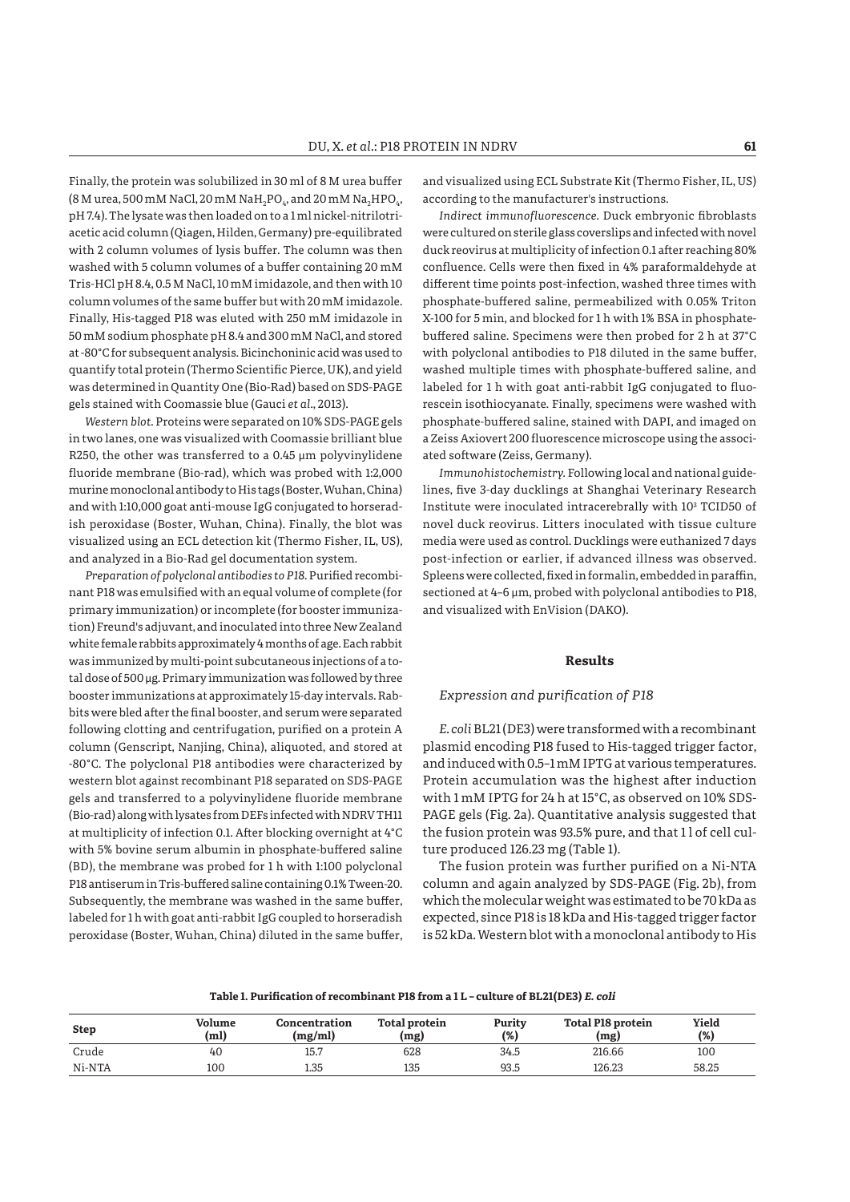Finally, the protein was solubilized in 30 ml of 8 M urea buffer (8 M urea, 500 mM NaCl, 20 mM $NaH_2PO_4$, and 20 mM $Na_2HPO_4$, pH 7.4). The lysate was then loaded on to a 1 ml nickel-nitrilotriacetic acid column (Qiagen, Hilden, Germany) pre-equilibrated with 2 column volumes of lysis buffer. The column was then washed with 5 column volumes of a buffer containing 20 mM Tris-HCl pH 8.4, 0.5 M NaCl, 10 mM imidazole, and then with 10 column volumes of the same buffer but with 20 mM imidazole. Finally, His-tagged P18 was eluted with 250 mM imidazole in 50 mM sodium phosphate pH 8.4 and 300 mM NaCl, and stored at -80°C for subsequent analysis. Bicinchoninic acid was used to quantify total protein (Thermo Scientific Pierce, UK), and yield was determined in Quantity One (Bio-Rad) based on SDS-PAGE gels stained with Coomassie blue (Gauci *et al*., 2013).

*Western blot*. Proteins were separated on 10% SDS-PAGE gels in two lanes, one was visualized with Coomassie brilliant blue R250, the other was transferred to a 0.45 μm polyvinylidene fluoride membrane (Bio-rad), which was probed with 1:2,000 murine monoclonal antibody to His tags (Boster, Wuhan, China) and with 1:10,000 goat anti-mouse IgG conjugated to horseradish peroxidase (Boster, Wuhan, China). Finally, the blot was visualized using an ECL detection kit (Thermo Fisher, IL, US), and analyzed in a Bio-Rad gel documentation system.

*Preparation of polyclonal antibodies to P18*. Purified recombinant P18 was emulsified with an equal volume of complete (for primary immunization) or incomplete (for booster immunization) Freund's adjuvant, and inoculated into three New Zealand white female rabbits approximately 4 months of age. Each rabbit was immunized by multi-point subcutaneous injections of a total dose of 500 μg. Primary immunization was followed by three booster immunizations at approximately 15-day intervals. Rabbits were bled after the final booster, and serum were separated following clotting and centrifugation, purified on a protein A column (Genscript, Nanjing, China), aliquoted, and stored at -80°C. The polyclonal P18 antibodies were characterized by western blot against recombinant P18 separated on SDS-PAGE gels and transferred to a polyvinylidene fluoride membrane (Bio-rad) along with lysates from DEFs infected with NDRV TH11 at multiplicity of infection 0.1. After blocking overnight at 4°C with 5% bovine serum albumin in phosphate-buffered saline (BD), the membrane was probed for 1 h with 1:100 polyclonal P18 antiserum in Tris-buffered saline containing 0.1% Tween-20. Subsequently, the membrane was washed in the same buffer, labeled for 1 h with goat anti-rabbit IgG coupled to horseradish peroxidase (Boster, Wuhan, China) diluted in the same buffer, and visualized using ECL Substrate Kit (Thermo Fisher, IL, US) according to the manufacturer's instructions.

*Indirect immunofluorescence*. Duck embryonic fibroblasts were cultured on sterile glass coverslips and infected with novel duck reovirus at multiplicity of infection 0.1 after reaching 80% confluence. Cells were then fixed in 4% paraformaldehyde at different time points post-infection, washed three times with phosphate-buffered saline, permeabilized with 0.05% Triton X-100 for 5 min, and blocked for 1 h with 1% BSA in phosphate-buffered saline. Specimens were then probed for 2 h at 37°C with polyclonal antibodies to P18 diluted in the same buffer, washed multiple times with phosphate-buffered saline, and labeled for 1 h with goat anti-rabbit IgG conjugated to fluorescein isothiocyanate. Finally, specimens were washed with phosphate-buffered saline, stained with DAPI, and imaged on a Zeiss Axiovert 200 fluorescence microscope using the associated software (Zeiss, Germany).

*Immunohistochemistry*. Following local and national guidelines, five 3-day ducklings at Shanghai Veterinary Research Institute were inoculated intracerebrally with $10^3$ TCID50 of novel duck reovirus. Litters inoculated with tissue culture media were used as control. Ducklings were euthanized 7 days post-infection or earlier, if advanced illness was observed. Spleens were collected, fixed in formalin, embedded in paraffin, sectioned at 4–6 μm, probed with polyclonal antibodies to P18, and visualized with EnVision (DAKO).

## Results

### *Expression and purification of P18*

*E. coli* BL21(DE3) were transformed with a recombinant plasmid encoding P18 fused to His-tagged trigger factor, and induced with 0.5–1 mM IPTG at various temperatures. Protein accumulation was the highest after induction with 1 mM IPTG for 24 h at 15°C, as observed on 10% SDS-PAGE gels (Fig. 2a). Quantitative analysis suggested that the fusion protein was 93.5% pure, and that 1 l of cell culture produced 126.23 mg (Table 1).

The fusion protein was further purified on a Ni-NTA column and again analyzed by SDS-PAGE (Fig. 2b), from which the molecular weight was estimated to be 70 kDa as expected, since P18 is 18 kDa and His-tagged trigger factor is 52 kDa. Western blot with a monoclonal antibody to His

**Table 1. Purification of recombinant P18 from a 1 L – culture of BL21(DE3) *E. coli***

| Step | Volume (ml) | Concentration (mg/ml) | Total protein (mg) | Purity (%) | Total P18 protein (mg) | Yield (%) |
|---|---|---|---|---|---|---|
| Crude | 40 | 15.7 | 628 | 34.5 | 216.66 | 100 |
| Ni-NTA | 100 | 1.35 | 135 | 93.5 | 126.23 | 58.25 |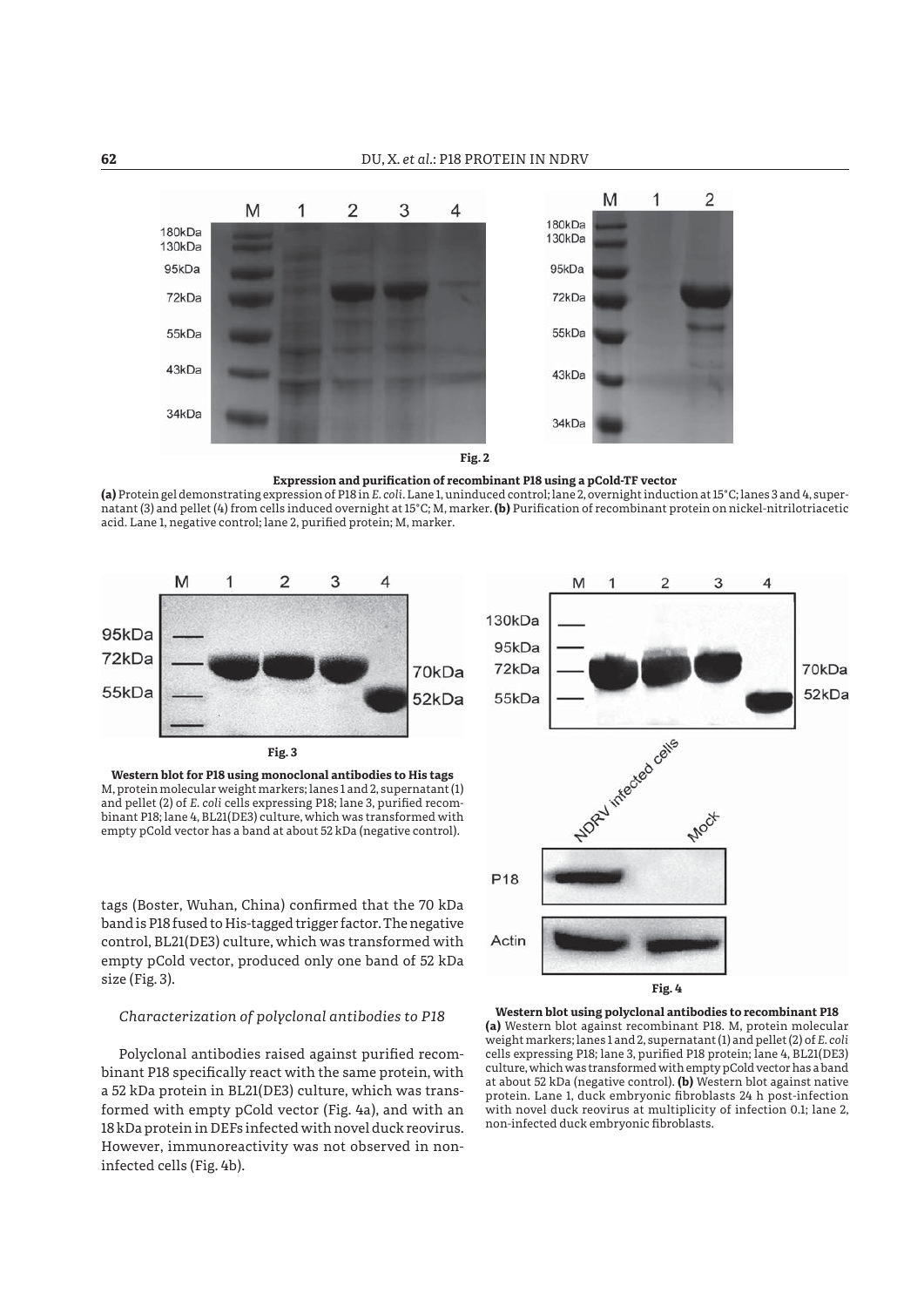**Fig. 2**

**Expression and purification of recombinant P18 using a pCold-TF vector**

**(a)** Protein gel demonstrating expression of P18 in *E. coli*. Lane 1, uninduced control; lane 2, overnight induction at 15°C; lanes 3 and 4, supernatant (3) and pellet (4) from cells induced overnight at 15°C; M, marker. **(b)** Purification of recombinant protein on nickel-nitrilotriacetic acid. Lane 1, negative control; lane 2, purified protein; M, marker.

**Fig. 3**

**Western blot for P18 using monoclonal antibodies to His tags**
M, protein molecular weight markers; lanes 1 and 2, supernatant (1) and pellet (2) of *E. coli* cells expressing P18; lane 3, purified recombinant P18; lane 4, BL21(DE3) culture, which was transformed with empty pCold vector has a band at about 52 kDa (negative control).

tags (Boster, Wuhan, China) confirmed that the 70 kDa band is P18 fused to His-tagged trigger factor. The negative control, BL21(DE3) culture, which was transformed with empty pCold vector, produced only one band of 52 kDa size (Fig. 3).

### *Characterization of polyclonal antibodies to P18*

Polyclonal antibodies raised against purified recombinant P18 specifically react with the same protein, with a 52 kDa protein in BL21(DE3) culture, which was transformed with empty pCold vector (Fig. 4a), and with an 18 kDa protein in DEFs infected with novel duck reovirus. However, immunoreactivity was not observed in non-infected cells (Fig. 4b).

**Fig. 4**

**Western blot using polyclonal antibodies to recombinant P18**
**(a)** Western blot against recombinant P18. M, protein molecular weight markers; lanes 1 and 2, supernatant (1) and pellet (2) of *E. coli* cells expressing P18; lane 3, purified P18 protein; lane 4, BL21(DE3) culture, which was transformed with empty pCold vector has a band at about 52 kDa (negative control). **(b)** Western blot against native protein. Lane 1, duck embryonic fibroblasts 24 h post-infection with novel duck reovirus at multiplicity of infection 0.1; lane 2, non-infected duck embryonic fibroblasts.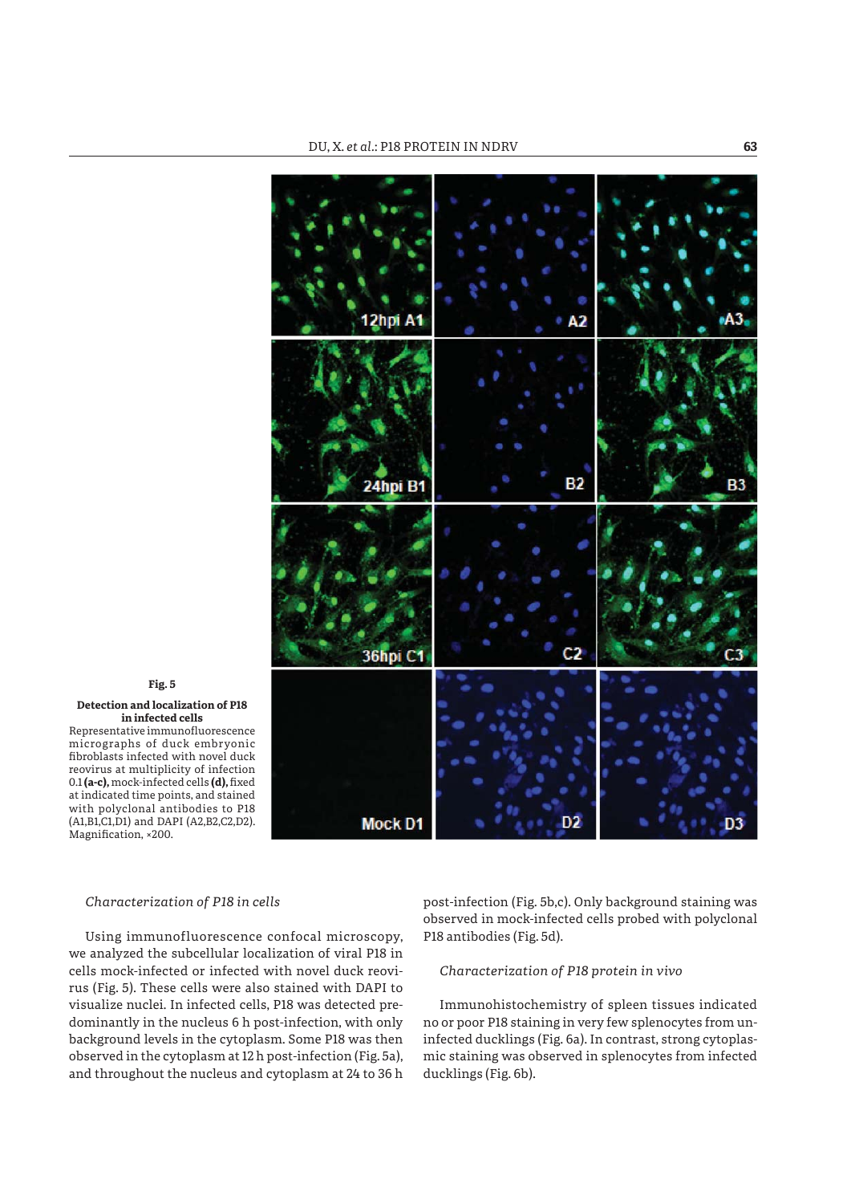**Fig. 5**

**Detection and localization of P18 in infected cells**

Representative immunofluorescence micrographs of duck embryonic fibroblasts infected with novel duck reovirus at multiplicity of infection 0.1 **(a-c),** mock-infected cells **(d),** fixed at indicated time points, and stained with polyclonal antibodies to P18 (A1,B1,C1,D1) and DAPI (A2,B2,C2,D2). Magnification, ×200.

*Characterization of P18 in cells*

Using immunofluorescence confocal microscopy, we analyzed the subcellular localization of viral P18 in cells mock-infected or infected with novel duck reovirus (Fig. 5). These cells were also stained with DAPI to visualize nuclei. In infected cells, P18 was detected predominantly in the nucleus 6 h post-infection, with only background levels in the cytoplasm. Some P18 was then observed in the cytoplasm at 12 h post-infection (Fig. 5a), and throughout the nucleus and cytoplasm at 24 to 36 h post-infection (Fig. 5b,c). Only background staining was observed in mock-infected cells probed with polyclonal P18 antibodies (Fig. 5d).

*Characterization of P18 protein in vivo*

Immunohistochemistry of spleen tissues indicated no or poor P18 staining in very few splenocytes from uninfected ducklings (Fig. 6a). In contrast, strong cytoplasmic staining was observed in splenocytes from infected ducklings (Fig. 6b).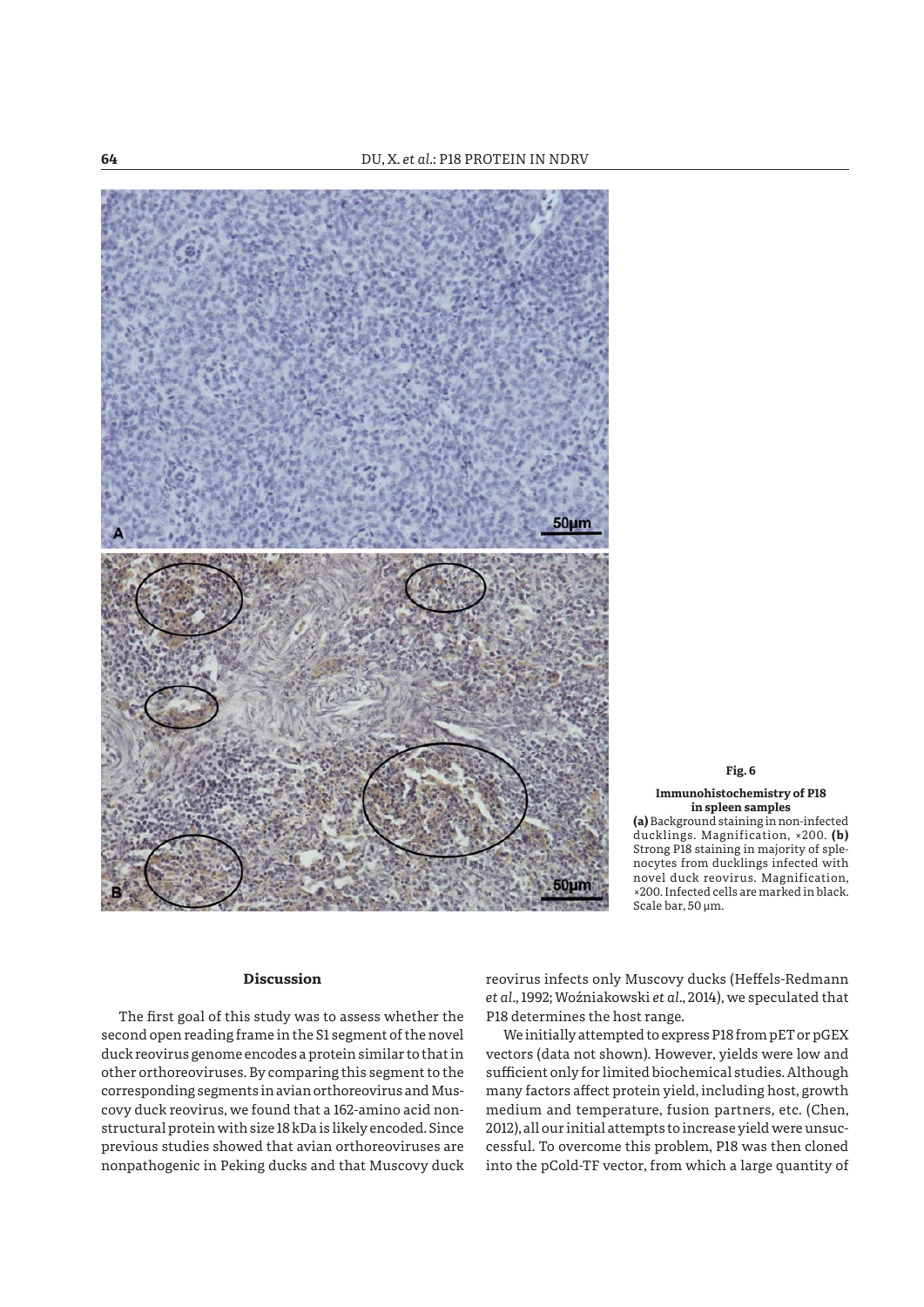Fig. 6

**Immunohistochemistry of P18 in spleen samples**

**(a)** Background staining in non-infected ducklings. Magnification, ×200. **(b)** Strong P18 staining in majority of splenocytes from ducklings infected with novel duck reovirus. Magnification, ×200. Infected cells are marked in black. Scale bar, 50 μm.

## Discussion

The first goal of this study was to assess whether the second open reading frame in the S1 segment of the novel duck reovirus genome encodes a protein similar to that in other orthoreoviruses. By comparing this segment to the corresponding segments in avian orthoreovirus and Muscovy duck reovirus, we found that a 162-amino acid nonstructural protein with size 18 kDa is likely encoded. Since previous studies showed that avian orthoreoviruses are nonpathogenic in Peking ducks and that Muscovy duck reovirus infects only Muscovy ducks (Heffels-Redmann *et al*., 1992; Woźniakowski *et al*., 2014), we speculated that P18 determines the host range.

We initially attempted to express P18 from pET or pGEX vectors (data not shown). However, yields were low and sufficient only for limited biochemical studies. Although many factors affect protein yield, including host, growth medium and temperature, fusion partners, etc. (Chen, 2012), all our initial attempts to increase yield were unsuccessful. To overcome this problem, P18 was then cloned into the pCold-TF vector, from which a large quantity of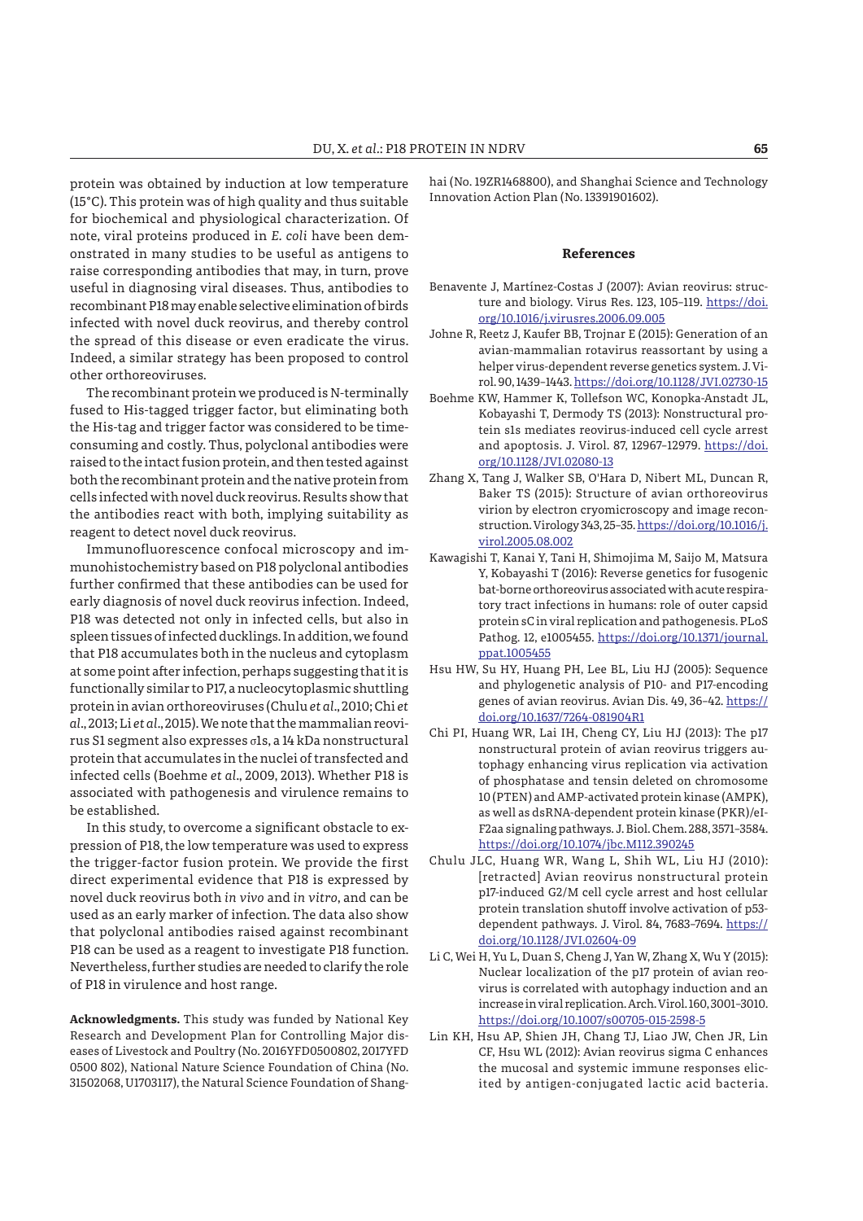protein was obtained by induction at low temperature (15°C). This protein was of high quality and thus suitable for biochemical and physiological characterization. Of note, viral proteins produced in *E. coli* have been demonstrated in many studies to be useful as antigens to raise corresponding antibodies that may, in turn, prove useful in diagnosing viral diseases. Thus, antibodies to recombinant P18 may enable selective elimination of birds infected with novel duck reovirus, and thereby control the spread of this disease or even eradicate the virus. Indeed, a similar strategy has been proposed to control other orthoreoviruses.

The recombinant protein we produced is N-terminally fused to His-tagged trigger factor, but eliminating both the His-tag and trigger factor was considered to be time-consuming and costly. Thus, polyclonal antibodies were raised to the intact fusion protein, and then tested against both the recombinant protein and the native protein from cells infected with novel duck reovirus. Results show that the antibodies react with both, implying suitability as reagent to detect novel duck reovirus.

Immunofluorescence confocal microscopy and immunohistochemistry based on P18 polyclonal antibodies further confirmed that these antibodies can be used for early diagnosis of novel duck reovirus infection. Indeed, P18 was detected not only in infected cells, but also in spleen tissues of infected ducklings. In addition, we found that P18 accumulates both in the nucleus and cytoplasm at some point after infection, perhaps suggesting that it is functionally similar to P17, a nucleocytoplasmic shuttling protein in avian orthoreoviruses (Chulu *et al*., 2010; Chi *et al*., 2013; Li *et al*., 2015). We note that the mammalian reovirus S1 segment also expresses σ1s, a 14 kDa nonstructural protein that accumulates in the nuclei of transfected and infected cells (Boehme *et al*., 2009, 2013). Whether P18 is associated with pathogenesis and virulence remains to be established.

In this study, to overcome a significant obstacle to expression of P18, the low temperature was used to express the trigger-factor fusion protein. We provide the first direct experimental evidence that P18 is expressed by novel duck reovirus both *in vivo* and *in vitro*, and can be used as an early marker of infection. The data also show that polyclonal antibodies raised against recombinant P18 can be used as a reagent to investigate P18 function. Nevertheless, further studies are needed to clarify the role of P18 in virulence and host range.

**Acknowledgments.** This study was funded by National Key Research and Development Plan for Controlling Major diseases of Livestock and Poultry (No. 2016YFD0500802, 2017YFD 0500 802), National Nature Science Foundation of China (No. 31502068, U1703117), the Natural Science Foundation of Shanghai (No. 19ZR1468800), and Shanghai Science and Technology Innovation Action Plan (No. 13391901602).

## References

Benavente J, Martínez-Costas J (2007): Avian reovirus: structure and biology. Virus Res. 123, 105–119. https://doi.org/10.1016/j.virusres.2006.09.005

Johne R, Reetz J, Kaufer BB, Trojnar E (2015): Generation of an avian-mammalian rotavirus reassortant by using a helper virus-dependent reverse genetics system. J. Virol. 90, 1439–1443. https://doi.org/10.1128/JVI.02730-15

Boehme KW, Hammer K, Tollefson WC, Konopka-Anstadt JL, Kobayashi T, Dermody TS (2013): Nonstructural protein s1s mediates reovirus-induced cell cycle arrest and apoptosis. J. Virol. 87, 12967–12979. https://doi.org/10.1128/JVI.02080-13

Zhang X, Tang J, Walker SB, O'Hara D, Nibert ML, Duncan R, Baker TS (2015): Structure of avian orthoreovirus virion by electron cryomicroscopy and image reconstruction. Virology 343, 25–35. https://doi.org/10.1016/j.virol.2005.08.002

Kawagishi T, Kanai Y, Tani H, Shimojima M, Saijo M, Matsura Y, Kobayashi T (2016): Reverse genetics for fusogenic bat-borne orthoreovirus associated with acute respiratory tract infections in humans: role of outer capsid protein sC in viral replication and pathogenesis. PLoS Pathog. 12, e1005455. https://doi.org/10.1371/journal.ppat.1005455

Hsu HW, Su HY, Huang PH, Lee BL, Liu HJ (2005): Sequence and phylogenetic analysis of P10- and P17-encoding genes of avian reovirus. Avian Dis. 49, 36–42. https://doi.org/10.1637/7264-081904R1

Chi PI, Huang WR, Lai IH, Cheng CY, Liu HJ (2013): The p17 nonstructural protein of avian reovirus triggers autophagy enhancing virus replication via activation of phosphatase and tensin deleted on chromosome 10 (PTEN) and AMP-activated protein kinase (AMPK), as well as dsRNA-dependent protein kinase (PKR)/eIF2aa signaling pathways. J. Biol. Chem. 288, 3571–3584. https://doi.org/10.1074/jbc.M112.390245

Chulu JLC, Huang WR, Wang L, Shih WL, Liu HJ (2010): [retracted] Avian reovirus nonstructural protein p17-induced G2/M cell cycle arrest and host cellular protein translation shutoff involve activation of p53-dependent pathways. J. Virol. 84, 7683–7694. https://doi.org/10.1128/JVI.02604-09

Li C, Wei H, Yu L, Duan S, Cheng J, Yan W, Zhang X, Wu Y (2015): Nuclear localization of the p17 protein of avian reovirus is correlated with autophagy induction and an increase in viral replication. Arch. Virol. 160, 3001–3010. https://doi.org/10.1007/s00705-015-2598-5

Lin KH, Hsu AP, Shien JH, Chang TJ, Liao JW, Chen JR, Lin CF, Hsu WL (2012): Avian reovirus sigma C enhances the mucosal and systemic immune responses elicited by antigen-conjugated lactic acid bacteria.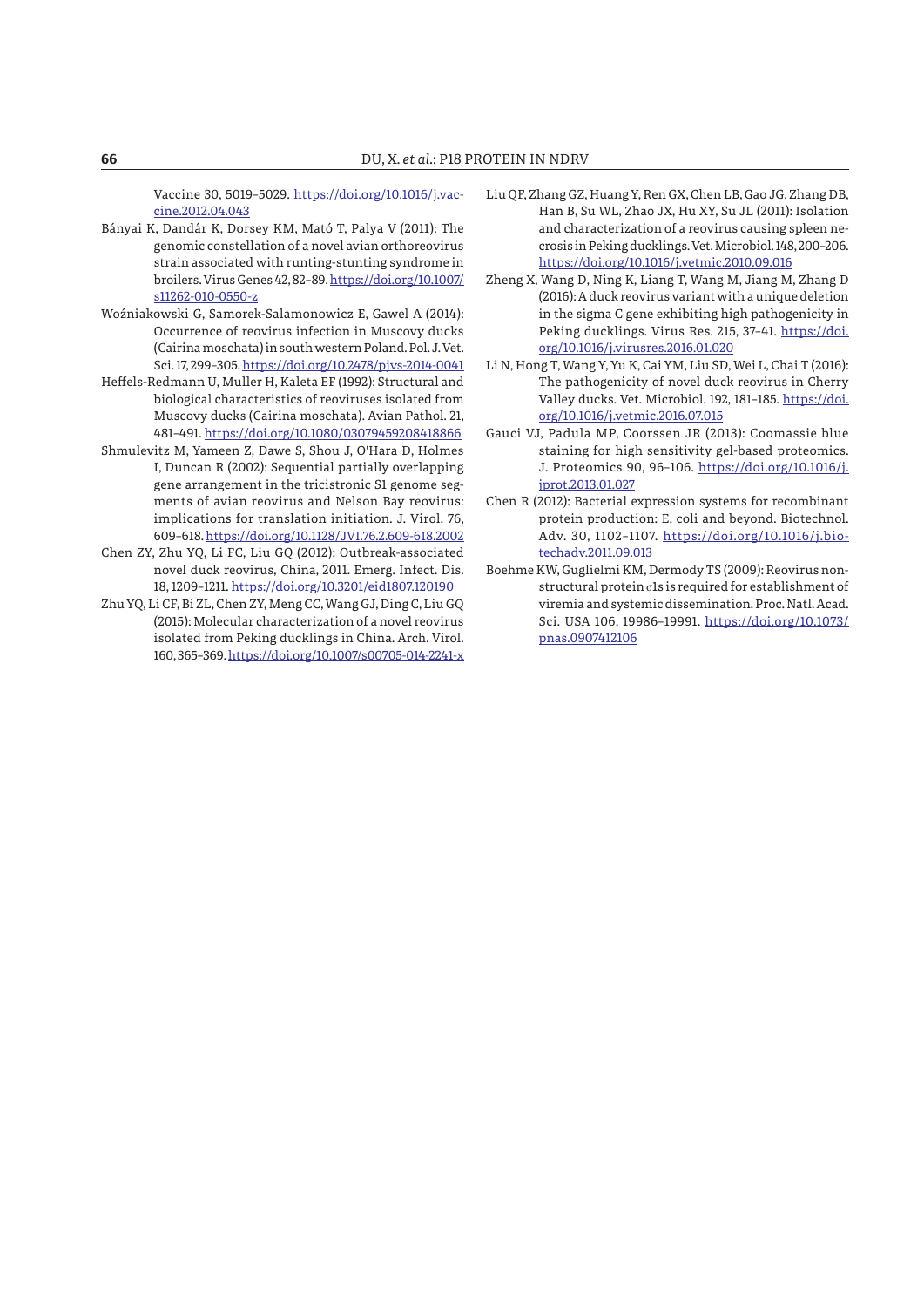Vaccine 30, 5019–5029. https://doi.org/10.1016/j.vaccine.2012.04.043

Bányai K, Dandár K, Dorsey KM, Mató T, Palya V (2011): The genomic constellation of a novel avian orthoreovirus strain associated with runting-stunting syndrome in broilers. Virus Genes 42, 82–89. https://doi.org/10.1007/s11262-010-0550-z

Woźniakowski G, Samorek-Salamonowicz E, Gawel A (2014): Occurrence of reovirus infection in Muscovy ducks (Cairina moschata) in south western Poland. Pol. J. Vet. Sci. 17, 299–305. https://doi.org/10.2478/pjvs-2014-0041

Heffels-Redmann U, Muller H, Kaleta EF (1992): Structural and biological characteristics of reoviruses isolated from Muscovy ducks (Cairina moschata). Avian Pathol. 21, 481–491. https://doi.org/10.1080/03079459208418866

Shmulevitz M, Yameen Z, Dawe S, Shou J, O'Hara D, Holmes I, Duncan R (2002): Sequential partially overlapping gene arrangement in the tricistronic S1 genome segments of avian reovirus and Nelson Bay reovirus: implications for translation initiation. J. Virol. 76, 609–618. https://doi.org/10.1128/JVI.76.2.609-618.2002

Chen ZY, Zhu YQ, Li FC, Liu GQ (2012): Outbreak-associated novel duck reovirus, China, 2011. Emerg. Infect. Dis. 18, 1209–1211. https://doi.org/10.3201/eid1807.120190

Zhu YQ, Li CF, Bi ZL, Chen ZY, Meng CC, Wang GJ, Ding C, Liu GQ (2015): Molecular characterization of a novel reovirus isolated from Peking ducklings in China. Arch. Virol. 160, 365–369. https://doi.org/10.1007/s00705-014-2241-x

Liu QF, Zhang GZ, Huang Y, Ren GX, Chen LB, Gao JG, Zhang DB, Han B, Su WL, Zhao JX, Hu XY, Su JL (2011): Isolation and characterization of a reovirus causing spleen necrosis in Peking ducklings. Vet. Microbiol. 148, 200–206. https://doi.org/10.1016/j.vetmic.2010.09.016

Zheng X, Wang D, Ning K, Liang T, Wang M, Jiang M, Zhang D (2016): A duck reovirus variant with a unique deletion in the sigma C gene exhibiting high pathogenicity in Peking ducklings. Virus Res. 215, 37–41. https://doi.org/10.1016/j.virusres.2016.01.020

Li N, Hong T, Wang Y, Yu K, Cai YM, Liu SD, Wei L, Chai T (2016): The pathogenicity of novel duck reovirus in Cherry Valley ducks. Vet. Microbiol. 192, 181–185. https://doi.org/10.1016/j.vetmic.2016.07.015

Gauci VJ, Padula MP, Coorssen JR (2013): Coomassie blue staining for high sensitivity gel-based proteomics. J. Proteomics 90, 96–106. https://doi.org/10.1016/j.jprot.2013.01.027

Chen R (2012): Bacterial expression systems for recombinant protein production: E. coli and beyond. Biotechnol. Adv. 30, 1102–1107. https://doi.org/10.1016/j.biotechadv.2011.09.013

Boehme KW, Guglielmi KM, Dermody TS (2009): Reovirus nonstructural protein σ1s is required for establishment of viremia and systemic dissemination. Proc. Natl. Acad. Sci. USA 106, 19986–19991. https://doi.org/10.1073/pnas.0907412106